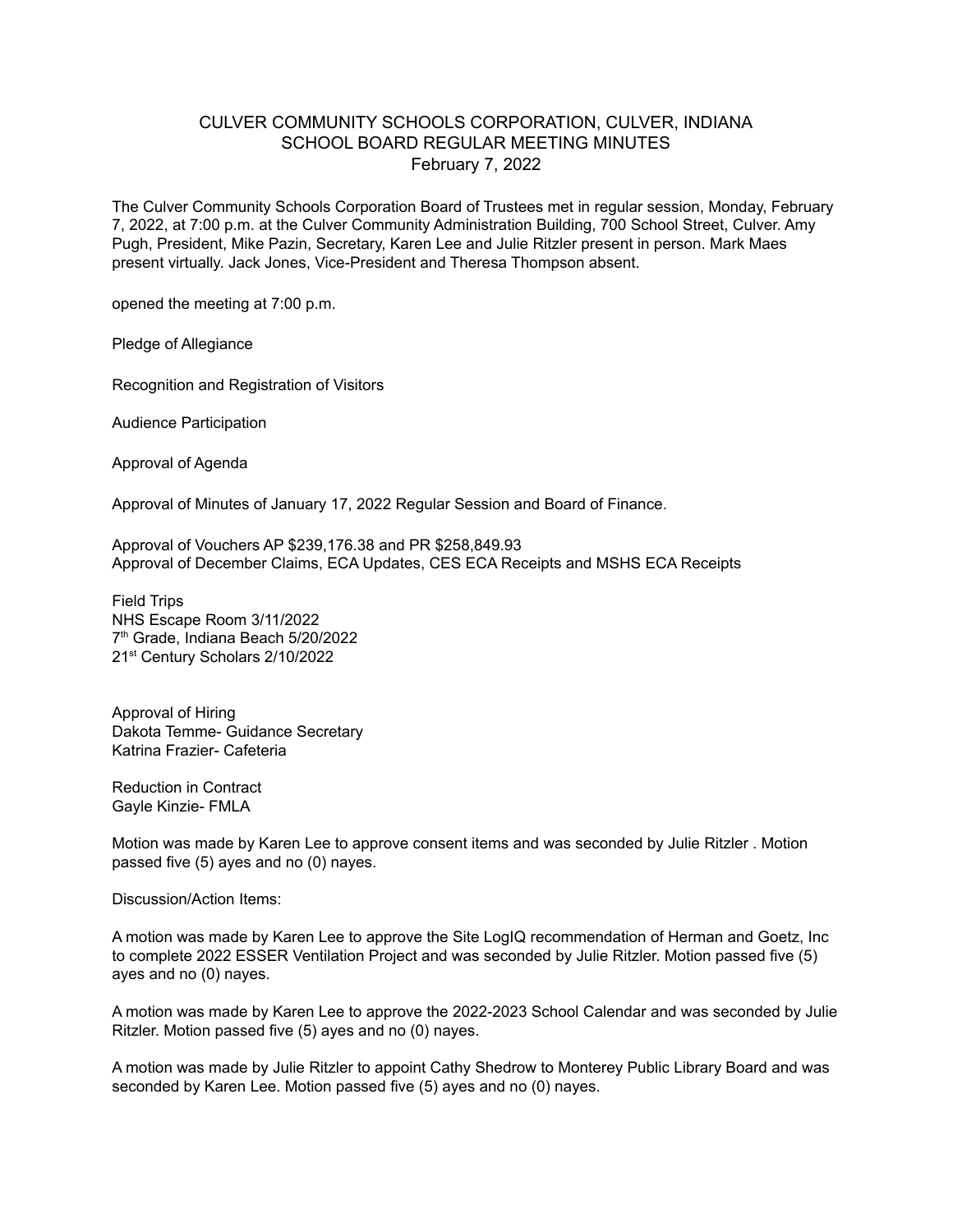# CULVER COMMUNITY SCHOOLS CORPORATION, CULVER, INDIANA
## SCHOOL BOARD REGULAR MEETING MINUTES
### February 7, 2022

The Culver Community Schools Corporation Board of Trustees met in regular session, Monday, February 7, 2022, at 7:00 p.m. at the Culver Community Administration Building, 700 School Street, Culver. Amy Pugh, President, Mike Pazin, Secretary, Karen Lee and Julie Ritzler present in person. Mark Maes present virtually. Jack Jones, Vice-President and Theresa Thompson absent.

opened the meeting at 7:00 p.m.

Pledge of Allegiance

Recognition and Registration of Visitors

Audience Participation

Approval of Agenda

Approval of Minutes of January 17, 2022 Regular Session and Board of Finance.

Approval of Vouchers AP $239,176.38 and PR $258,849.93
Approval of December Claims, ECA Updates, CES ECA Receipts and MSHS ECA Receipts

Field Trips
NHS Escape Room 3/11/2022
7th Grade, Indiana Beach 5/20/2022
21st Century Scholars 2/10/2022

Approval of Hiring
Dakota Temme- Guidance Secretary
Katrina Frazier- Cafeteria

Reduction in Contract
Gayle Kinzie- FMLA

Motion was made by Karen Lee to approve consent items and was seconded by Julie Ritzler . Motion passed five (5) ayes and no (0) nayes.

Discussion/Action Items:

A motion was made by Karen Lee to approve the Site LogIQ recommendation of Herman and Goetz, Inc to complete 2022 ESSER Ventilation Project and was seconded by Julie Ritzler. Motion passed five (5) ayes and no (0) nayes.

A motion was made by Karen Lee to approve the 2022-2023 School Calendar and was seconded by Julie Ritzler. Motion passed five (5) ayes and no (0) nayes.

A motion was made by Julie Ritzler to appoint Cathy Shedrow to Monterey Public Library Board and was seconded by Karen Lee. Motion passed five (5) ayes and no (0) nayes.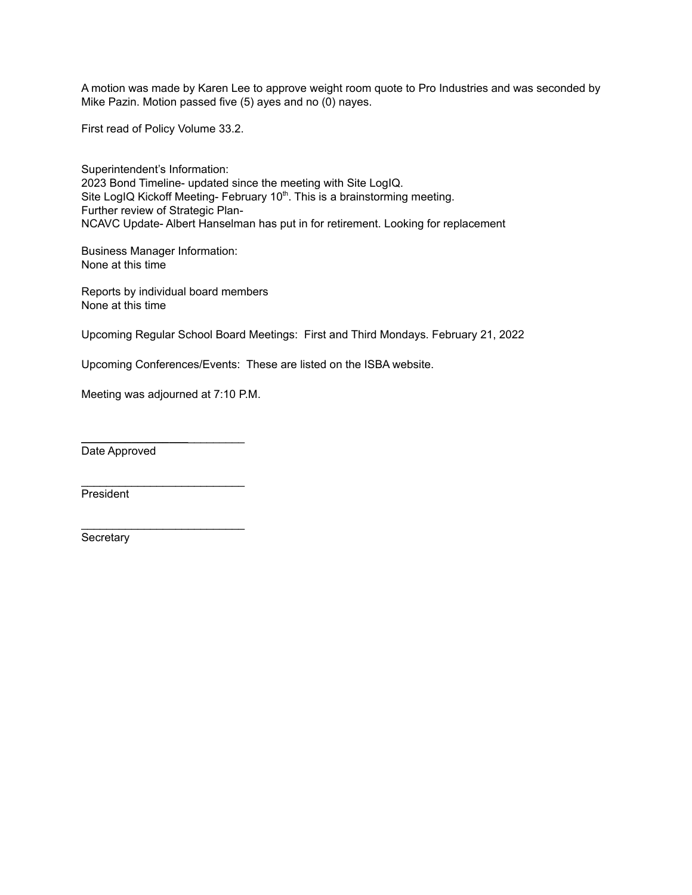A motion was made by Karen Lee to approve weight room quote to Pro Industries and was seconded by Mike Pazin. Motion passed five (5) ayes and no (0) nayes.

First read of Policy Volume 33.2.

Superintendent's Information:
2023 Bond Timeline- updated since the meeting with Site LogIQ.
Site LogIQ Kickoff Meeting- February 10th. This is a brainstorming meeting.
Further review of Strategic Plan-
NCAVC Update- Albert Hanselman has put in for retirement. Looking for replacement

Business Manager Information:
None at this time

Reports by individual board members
None at this time

Upcoming Regular School Board Meetings: First and Third Mondays. February 21, 2022

Upcoming Conferences/Events: These are listed on the ISBA website.

Meeting was adjourned at 7:10 P.M.

__________________________
Date Approved

__________________________
President

__________________________
Secretary